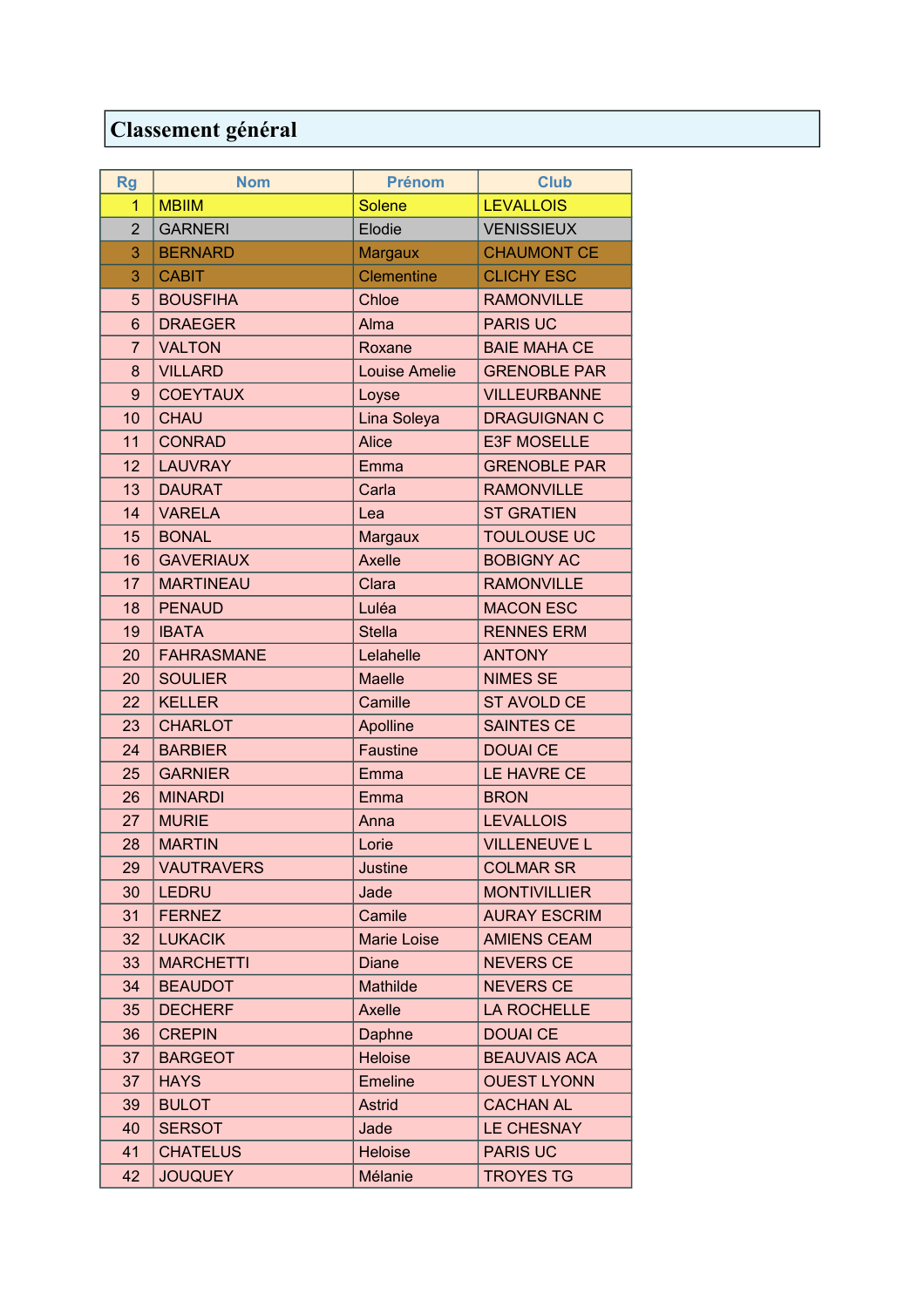# Classement général

| Rg | Nom | Prénom | Club |
|---|---|---|---|
| 1 | MBIIM | Solene | LEVALLOIS |
| 2 | GARNERI | Elodie | VENISSIEUX |
| 3 | BERNARD | Margaux | CHAUMONT CE |
| 3 | CABIT | Clementine | CLICHY ESC |
| 5 | BOUSFIHA | Chloe | RAMONVILLE |
| 6 | DRAEGER | Alma | PARIS UC |
| 7 | VALTON | Roxane | BAIE MAHA CE |
| 8 | VILLARD | Louise Amelie | GRENOBLE PAR |
| 9 | COEYTAUX | Loyse | VILLEURBANNE |
| 10 | CHAU | Lina Soleya | DRAGUIGNAN C |
| 11 | CONRAD | Alice | E3F MOSELLE |
| 12 | LAUVRAY | Emma | GRENOBLE PAR |
| 13 | DAURAT | Carla | RAMONVILLE |
| 14 | VARELA | Lea | ST GRATIEN |
| 15 | BONAL | Margaux | TOULOUSE UC |
| 16 | GAVERIAUX | Axelle | BOBIGNY AC |
| 17 | MARTINEAU | Clara | RAMONVILLE |
| 18 | PENAUD | Luléa | MACON ESC |
| 19 | IBATA | Stella | RENNES ERM |
| 20 | FAHRASMANE | Lelahelle | ANTONY |
| 20 | SOULIER | Maelle | NIMES SE |
| 22 | KELLER | Camille | ST AVOLD CE |
| 23 | CHARLOT | Apolline | SAINTES CE |
| 24 | BARBIER | Faustine | DOUAI CE |
| 25 | GARNIER | Emma | LE HAVRE CE |
| 26 | MINARDI | Emma | BRON |
| 27 | MURIE | Anna | LEVALLOIS |
| 28 | MARTIN | Lorie | VILLENEUVE L |
| 29 | VAUTRAVERS | Justine | COLMAR SR |
| 30 | LEDRU | Jade | MONTIVILLIER |
| 31 | FERNEZ | Camile | AURAY ESCRIM |
| 32 | LUKACIK | Marie Loise | AMIENS CEAM |
| 33 | MARCHETTI | Diane | NEVERS CE |
| 34 | BEAUDOT | Mathilde | NEVERS CE |
| 35 | DECHERF | Axelle | LA ROCHELLE |
| 36 | CREPIN | Daphne | DOUAI CE |
| 37 | BARGEOT | Heloise | BEAUVAIS ACA |
| 37 | HAYS | Emeline | OUEST LYONN |
| 39 | BULOT | Astrid | CACHAN AL |
| 40 | SERSOT | Jade | LE CHESNAY |
| 41 | CHATELUS | Heloise | PARIS UC |
| 42 | JOUQUEY | Mélanie | TROYES TG |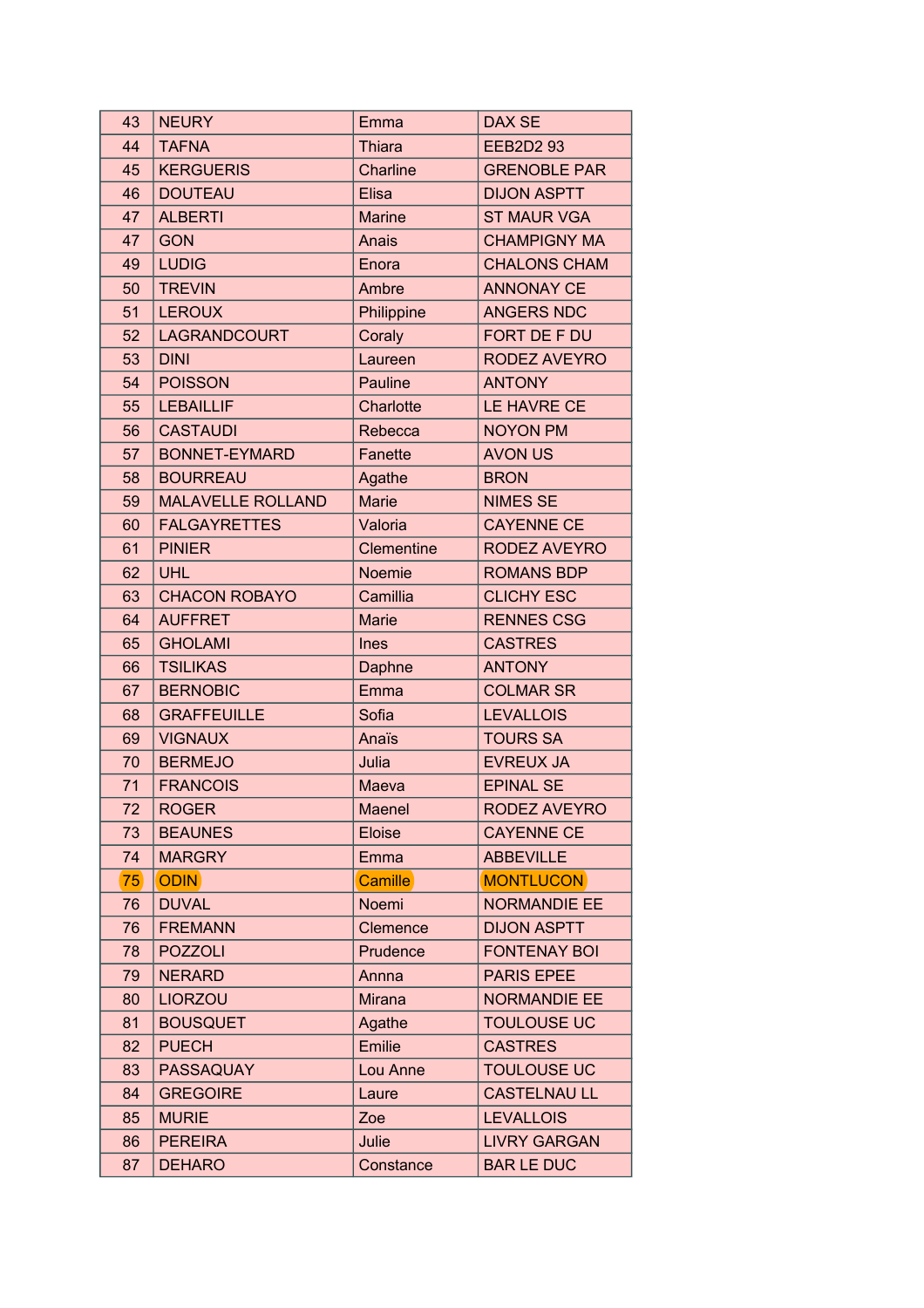| | | | |
|---|---|---|---|
| 43 | NEURY | Emma | DAX SE |
| 44 | TAFNA | Thiara | EEB2D2 93 |
| 45 | KERGUERIS | Charline | GRENOBLE PAR |
| 46 | DOUTEAU | Elisa | DIJON ASPTT |
| 47 | ALBERTI | Marine | ST MAUR VGA |
| 47 | GON | Anais | CHAMPIGNY MA |
| 49 | LUDIG | Enora | CHALONS CHAM |
| 50 | TREVIN | Ambre | ANNONAY CE |
| 51 | LEROUX | Philippine | ANGERS NDC |
| 52 | LAGRANDCOURT | Coraly | FORT DE F DU |
| 53 | DINI | Laureen | RODEZ AVEYRO |
| 54 | POISSON | Pauline | ANTONY |
| 55 | LEBAILLIF | Charlotte | LE HAVRE CE |
| 56 | CASTAUDI | Rebecca | NOYON PM |
| 57 | BONNET-EYMARD | Fanette | AVON US |
| 58 | BOURREAU | Agathe | BRON |
| 59 | MALAVELLE ROLLAND | Marie | NIMES SE |
| 60 | FALGAYRETTES | Valoria | CAYENNE CE |
| 61 | PINIER | Clementine | RODEZ AVEYRO |
| 62 | UHL | Noemie | ROMANS BDP |
| 63 | CHACON ROBAYO | Camillia | CLICHY ESC |
| 64 | AUFFRET | Marie | RENNES CSG |
| 65 | GHOLAMI | Ines | CASTRES |
| 66 | TSILIKAS | Daphne | ANTONY |
| 67 | BERNOBIC | Emma | COLMAR SR |
| 68 | GRAFFEUILLE | Sofia | LEVALLOIS |
| 69 | VIGNAUX | Anaïs | TOURS SA |
| 70 | BERMEJO | Julia | EVREUX JA |
| 71 | FRANCOIS | Maeva | EPINAL SE |
| 72 | ROGER | Maenel | RODEZ AVEYRO |
| 73 | BEAUNES | Eloise | CAYENNE CE |
| 74 | MARGRY | Emma | ABBEVILLE |
| 75 | ODIN | Camille | MONTLUCON |
| 76 | DUVAL | Noemi | NORMANDIE EE |
| 76 | FREMANN | Clemence | DIJON ASPTT |
| 78 | POZZOLI | Prudence | FONTENAY BOI |
| 79 | NERARD | Annna | PARIS EPEE |
| 80 | LIORZOU | Mirana | NORMANDIE EE |
| 81 | BOUSQUET | Agathe | TOULOUSE UC |
| 82 | PUECH | Emilie | CASTRES |
| 83 | PASSAQUAY | Lou Anne | TOULOUSE UC |
| 84 | GREGOIRE | Laure | CASTELNAU LL |
| 85 | MURIE | Zoe | LEVALLOIS |
| 86 | PEREIRA | Julie | LIVRY GARGAN |
| 87 | DEHARO | Constance | BAR LE DUC |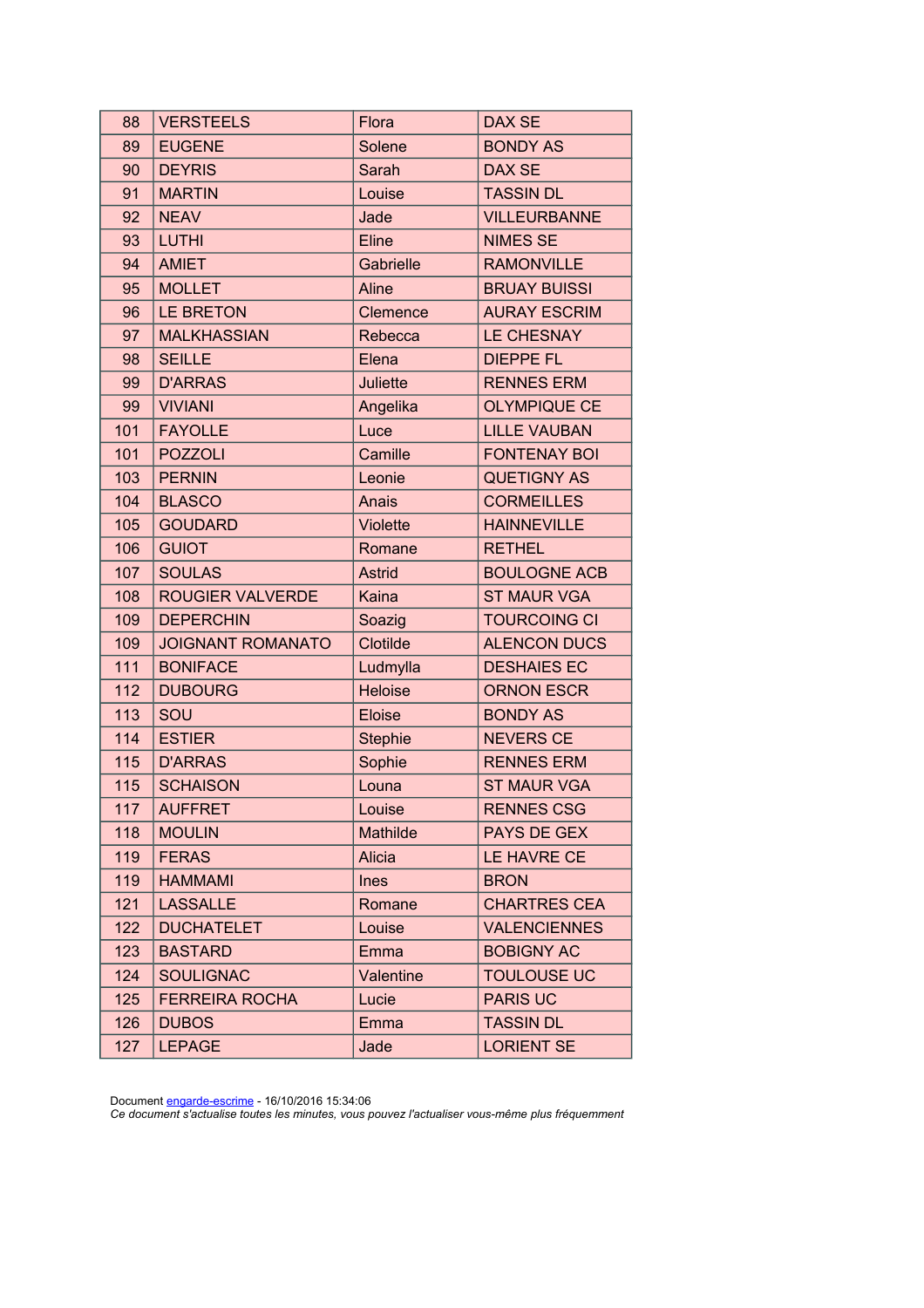| | | | |
|---|---|---|---|
| 88 | VERSTEELS | Flora | DAX SE |
| 89 | EUGENE | Solene | BONDY AS |
| 90 | DEYRIS | Sarah | DAX SE |
| 91 | MARTIN | Louise | TASSIN DL |
| 92 | NEAV | Jade | VILLEURBANNE |
| 93 | LUTHI | Eline | NIMES SE |
| 94 | AMIET | Gabrielle | RAMONVILLE |
| 95 | MOLLET | Aline | BRUAY BUISSI |
| 96 | LE BRETON | Clemence | AURAY ESCRIM |
| 97 | MALKHASSIAN | Rebecca | LE CHESNAY |
| 98 | SEILLE | Elena | DIEPPE FL |
| 99 | D'ARRAS | Juliette | RENNES ERM |
| 99 | VIVIANI | Angelika | OLYMPIQUE CE |
| 101 | FAYOLLE | Luce | LILLE VAUBAN |
| 101 | POZZOLI | Camille | FONTENAY BOI |
| 103 | PERNIN | Leonie | QUETIGNY AS |
| 104 | BLASCO | Anais | CORMEILLES |
| 105 | GOUDARD | Violette | HAINNEVILLE |
| 106 | GUIOT | Romane | RETHEL |
| 107 | SOULAS | Astrid | BOULOGNE ACB |
| 108 | ROUGIER VALVERDE | Kaina | ST MAUR VGA |
| 109 | DEPERCHIN | Soazig | TOURCOING CI |
| 109 | JOIGNANT ROMANATO | Clotilde | ALENCON DUCS |
| 111 | BONIFACE | Ludmylla | DESHAIES EC |
| 112 | DUBOURG | Heloise | ORNON ESCR |
| 113 | SOU | Eloise | BONDY AS |
| 114 | ESTIER | Stephie | NEVERS CE |
| 115 | D'ARRAS | Sophie | RENNES ERM |
| 115 | SCHAISON | Louna | ST MAUR VGA |
| 117 | AUFFRET | Louise | RENNES CSG |
| 118 | MOULIN | Mathilde | PAYS DE GEX |
| 119 | FERAS | Alicia | LE HAVRE CE |
| 119 | HAMMAMI | Ines | BRON |
| 121 | LASSALLE | Romane | CHARTRES CEA |
| 122 | DUCHATELET | Louise | VALENCIENNES |
| 123 | BASTARD | Emma | BOBIGNY AC |
| 124 | SOULIGNAC | Valentine | TOULOUSE UC |
| 125 | FERREIRA ROCHA | Lucie | PARIS UC |
| 126 | DUBOS | Emma | TASSIN DL |
| 127 | LEPAGE | Jade | LORIENT SE |

Document engarde-escrime - 16/10/2016 15:34:06
*Ce document s'actualise toutes les minutes, vous pouvez l'actualiser vous-même plus fréquemment*